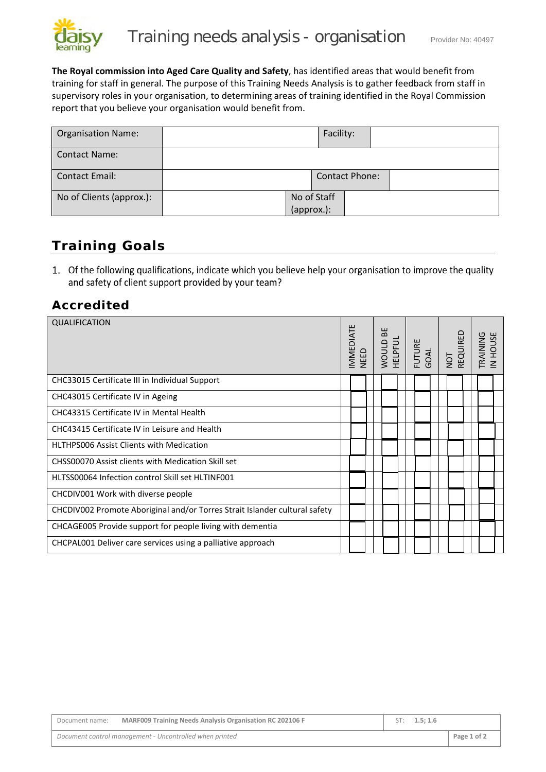# Training needs analysis - organisation

Provider No: 40497

**The Royal commission into Aged Care Quality and Safety**, has identified areas that would benefit from training for staff in general. The purpose of this Training Needs Analysis is to gather feedback from staff in supervisory roles in your organisation, to determining areas of training identified in the Royal Commission report that you believe your organisation would benefit from.

| Organisation Name: | | Facility: | |
|---|---|---|---|
| Contact Name: | | | |
| Contact Email: | | Contact Phone: | |
| No of Clients (approx.): | | No of Staff (approx.): | |

## Training Goals

1. Of the following qualifications, indicate which you believe help your organisation to improve the quality and safety of client support provided by your team?

### Accredited

| QUALIFICATION | IMMEDIATE NEED | WOULD BE HELPFUL | FUTURE GOAL | NOT REQUIRED | TRAINING IN HOUSE |
|---|---|---|---|---|---|
| CHC33015 Certificate III in Individual Support | | | | | |
| CHC43015 Certificate IV in Ageing | | | | | |
| CHC43315 Certificate IV in Mental Health | | | | | |
| CHC43415 Certificate IV in Leisure and Health | | | | | |
| HLTHPS006 Assist Clients with Medication | | | | | |
| CHSS00070 Assist clients with Medication Skill set | | | | | |
| HLTSS00064 Infection control Skill set HLTINF001 | | | | | |
| CHCDIV001 Work with diverse people | | | | | |
| CHCDIV002 Promote Aboriginal and/or Torres Strait Islander cultural safety | | | | | |
| CHCAGE005 Provide support for people living with dementia | | | | | |
| CHCPAL001 Deliver care services using a palliative approach | | | | | |

| Document name: MARF009 Training Needs Analysis Organisation RC 202106 F | ST: 1.5; 1.6 |
|---|---|
| *Document control management - Uncontrolled when printed* | |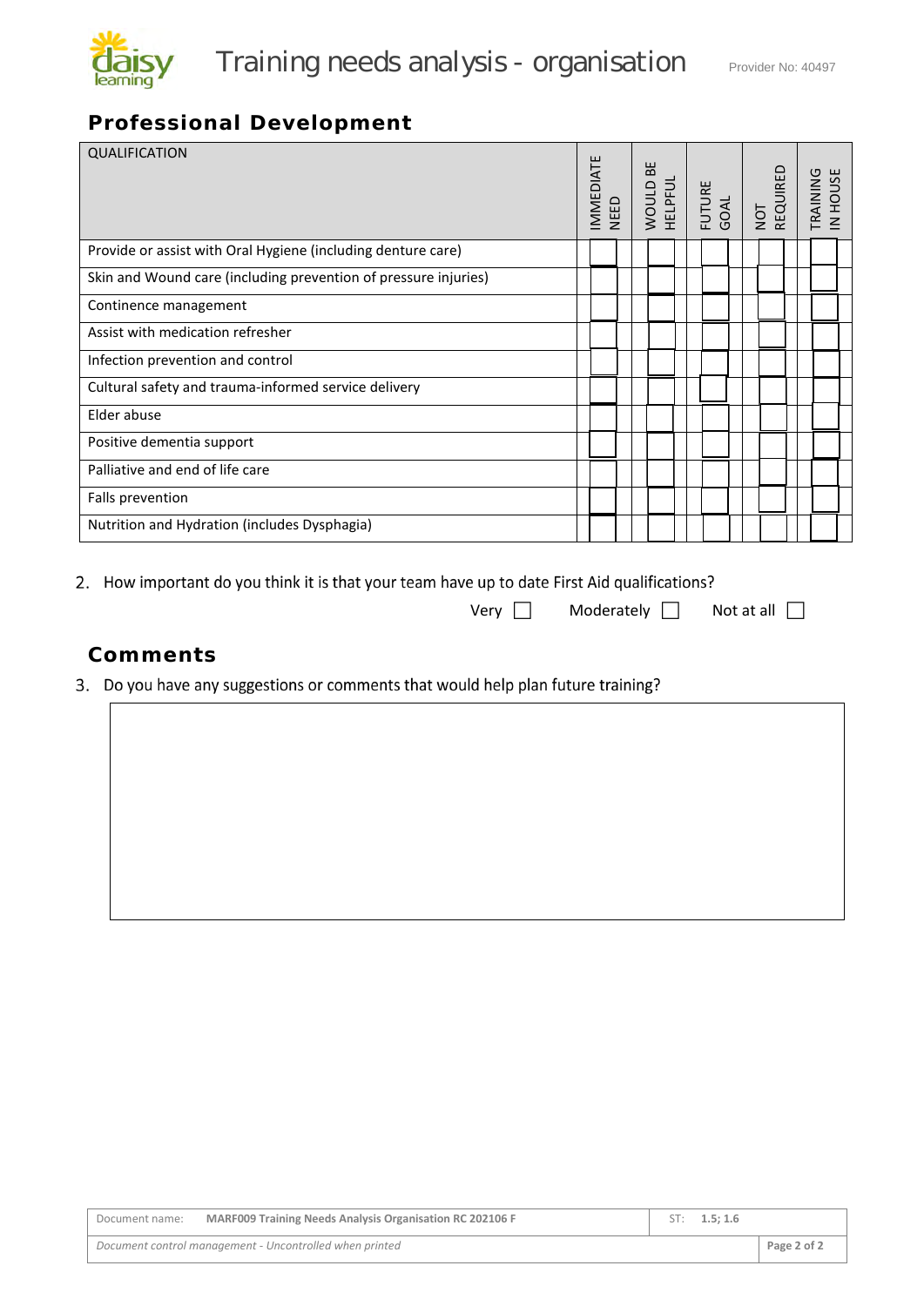# Training needs analysis - organisation

Provider No: 40497

## Professional Development

| QUALIFICATION | IMMEDIATE NEED | WOULD BE HELPFUL | FUTURE GOAL | NOT REQUIRED | TRAINING IN HOUSE |
|---|---|---|---|---|---|
| Provide or assist with Oral Hygiene (including denture care) | ☐ | ☐ | ☐ | ☐ | ☐ |
| Skin and Wound care (including prevention of pressure injuries) | ☐ | ☐ | ☐ | ☐ | ☐ |
| Continence management | ☐ | ☐ | ☐ | ☐ | ☐ |
| Assist with medication refresher | ☐ | ☐ | ☐ | ☐ | ☐ |
| Infection prevention and control | ☐ | ☐ | ☐ | ☐ | ☐ |
| Cultural safety and trauma-informed service delivery | ☐ | ☐ | ☐ | ☐ | ☐ |
| Elder abuse | ☐ | ☐ | ☐ | ☐ | ☐ |
| Positive dementia support | ☐ | ☐ | ☐ | ☐ | ☐ |
| Palliative and end of life care | ☐ | ☐ | ☐ | ☐ | ☐ |
| Falls prevention | ☐ | ☐ | ☐ | ☐ | ☐ |
| Nutrition and Hydration (includes Dysphagia) | ☐ | ☐ | ☐ | ☐ | ☐ |

2. How important do you think it is that your team have up to date First Aid qualifications?

Very ☐ Moderately ☐ Not at all ☐

## Comments

3. Do you have any suggestions or comments that would help plan future training?

Document name: **MARF009 Training Needs Analysis Organisation RC 202106 F** ST: **1.5; 1.6**

*Document control management - Uncontrolled when printed*